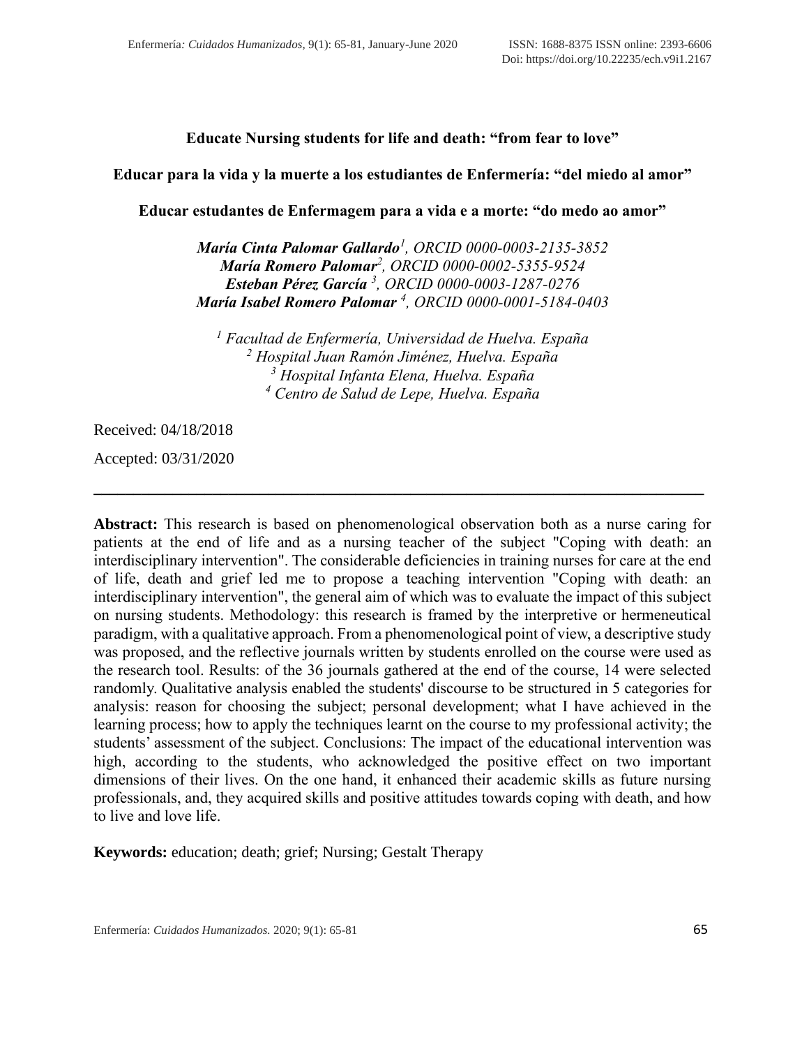# Educate Nursing students for life and death: "from fear to love"

## Educar para la vida y la muerte a los estudiantes de Enfermería: "del miedo al amor"

## Educar estudantes de Enfermagem para a vida e a morte: "do medo ao amor"

***María Cinta Palomar Gallardo***[1]*, ORCID 0000-0003-2135-3852*
***María Romero Palomar***[2]*, ORCID 0000-0002-5355-9524*
***Esteban Pérez García*** [3]*, ORCID 0000-0003-1287-0276*
***María Isabel Romero Palomar*** [4]*, ORCID 0000-0001-5184-0403*

[1] *Facultad de Enfermería, Universidad de Huelva. España*
[2] *Hospital Juan Ramón Jiménez, Huelva. España*
[3] *Hospital Infanta Elena, Huelva. España*
[4] *Centro de Salud de Lepe, Huelva. España*

Received: 04/18/2018

Accepted: 03/31/2020

---

**Abstract:** This research is based on phenomenological observation both as a nurse caring for patients at the end of life and as a nursing teacher of the subject "Coping with death: an interdisciplinary intervention". The considerable deficiencies in training nurses for care at the end of life, death and grief led me to propose a teaching intervention "Coping with death: an interdisciplinary intervention", the general aim of which was to evaluate the impact of this subject on nursing students. Methodology: this research is framed by the interpretive or hermeneutical paradigm, with a qualitative approach. From a phenomenological point of view, a descriptive study was proposed, and the reflective journals written by students enrolled on the course were used as the research tool. Results: of the 36 journals gathered at the end of the course, 14 were selected randomly. Qualitative analysis enabled the students' discourse to be structured in 5 categories for analysis: reason for choosing the subject; personal development; what I have achieved in the learning process; how to apply the techniques learnt on the course to my professional activity; the students' assessment of the subject. Conclusions: The impact of the educational intervention was high, according to the students, who acknowledged the positive effect on two important dimensions of their lives. On the one hand, it enhanced their academic skills as future nursing professionals, and, they acquired skills and positive attitudes towards coping with death, and how to live and love life.

**Keywords:** education; death; grief; Nursing; Gestalt Therapy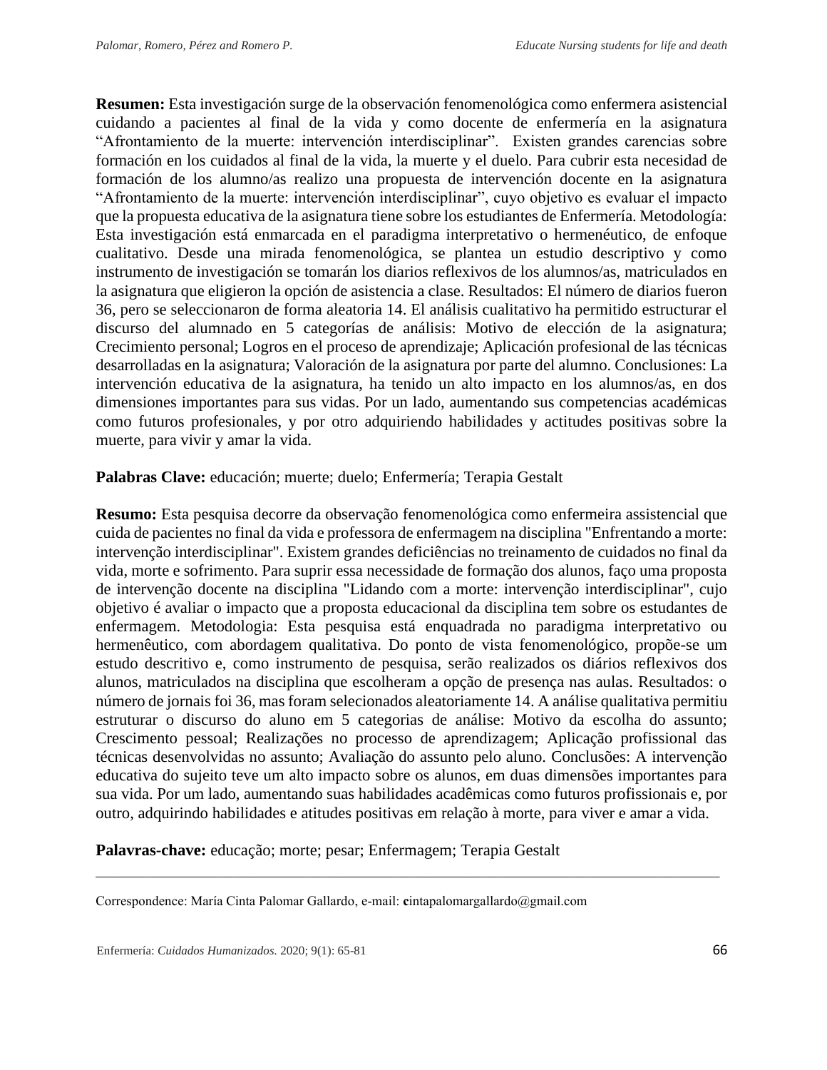**Resumen:** Esta investigación surge de la observación fenomenológica como enfermera asistencial cuidando a pacientes al final de la vida y como docente de enfermería en la asignatura “Afrontamiento de la muerte: intervención interdisciplinar”. Existen grandes carencias sobre formación en los cuidados al final de la vida, la muerte y el duelo. Para cubrir esta necesidad de formación de los alumno/as realizo una propuesta de intervención docente en la asignatura “Afrontamiento de la muerte: intervención interdisciplinar”, cuyo objetivo es evaluar el impacto que la propuesta educativa de la asignatura tiene sobre los estudiantes de Enfermería. Metodología: Esta investigación está enmarcada en el paradigma interpretativo o hermenéutico, de enfoque cualitativo. Desde una mirada fenomenológica, se plantea un estudio descriptivo y como instrumento de investigación se tomarán los diarios reflexivos de los alumnos/as, matriculados en la asignatura que eligieron la opción de asistencia a clase. Resultados: El número de diarios fueron 36, pero se seleccionaron de forma aleatoria 14. El análisis cualitativo ha permitido estructurar el discurso del alumnado en 5 categorías de análisis: Motivo de elección de la asignatura; Crecimiento personal; Logros en el proceso de aprendizaje; Aplicación profesional de las técnicas desarrolladas en la asignatura; Valoración de la asignatura por parte del alumno. Conclusiones: La intervención educativa de la asignatura, ha tenido un alto impacto en los alumnos/as, en dos dimensiones importantes para sus vidas. Por un lado, aumentando sus competencias académicas como futuros profesionales, y por otro adquiriendo habilidades y actitudes positivas sobre la muerte, para vivir y amar la vida.

**Palabras Clave:** educación; muerte; duelo; Enfermería; Terapia Gestalt

**Resumo:** Esta pesquisa decorre da observação fenomenológica como enfermeira assistencial que cuida de pacientes no final da vida e professora de enfermagem na disciplina "Enfrentando a morte: intervenção interdisciplinar". Existem grandes deficiências no treinamento de cuidados no final da vida, morte e sofrimento. Para suprir essa necessidade de formação dos alunos, faço uma proposta de intervenção docente na disciplina "Lidando com a morte: intervenção interdisciplinar", cujo objetivo é avaliar o impacto que a proposta educacional da disciplina tem sobre os estudantes de enfermagem. Metodologia: Esta pesquisa está enquadrada no paradigma interpretativo ou hermenêutico, com abordagem qualitativa. Do ponto de vista fenomenológico, propõe-se um estudo descritivo e, como instrumento de pesquisa, serão realizados os diários reflexivos dos alunos, matriculados na disciplina que escolheram a opção de presença nas aulas. Resultados: o número de jornais foi 36, mas foram selecionados aleatoriamente 14. A análise qualitativa permitiu estruturar o discurso do aluno em 5 categorias de análise: Motivo da escolha do assunto; Crescimento pessoal; Realizações no processo de aprendizagem; Aplicação profissional das técnicas desenvolvidas no assunto; Avaliação do assunto pelo aluno. Conclusões: A intervenção educativa do sujeito teve um alto impacto sobre os alunos, em duas dimensões importantes para sua vida. Por um lado, aumentando suas habilidades acadêmicas como futuros profissionais e, por outro, adquirindo habilidades e atitudes positivas em relação à morte, para viver e amar a vida.

**Palavras-chave:** educação; morte; pesar; Enfermagem; Terapia Gestalt

---

Correspondence: María Cinta Palomar Gallardo, e-mail: **c**intapalomargallardo@gmail.com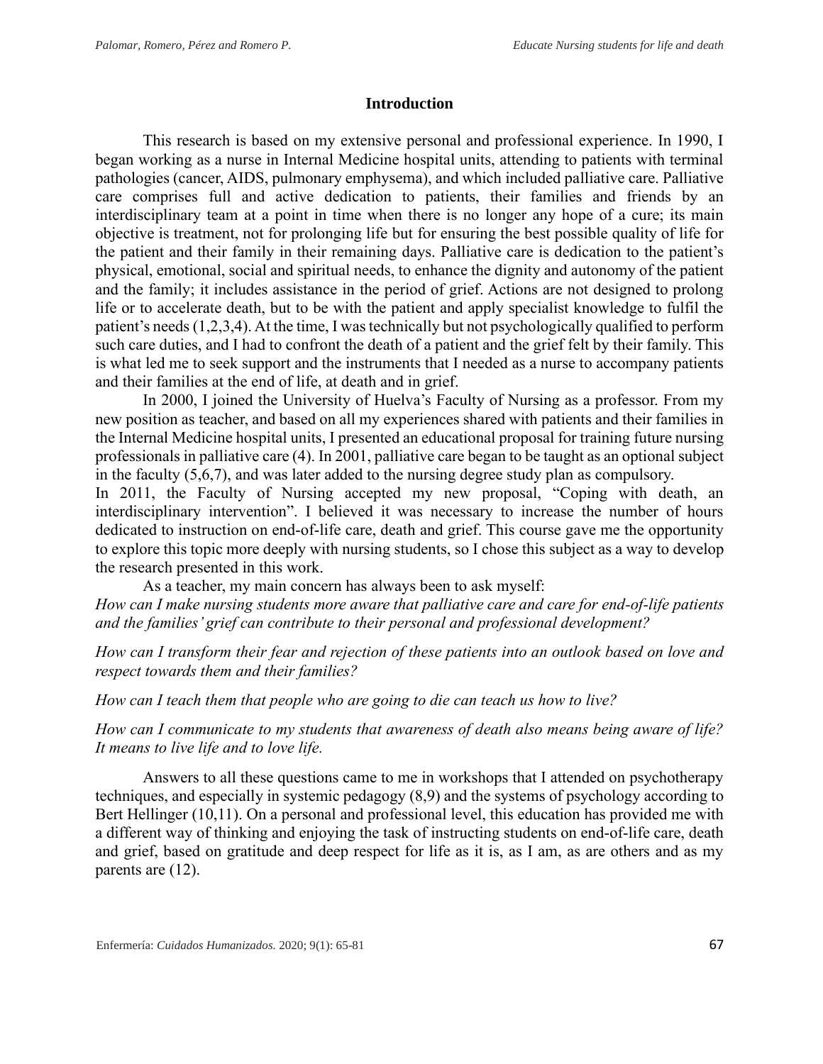## Introduction

This research is based on my extensive personal and professional experience. In 1990, I began working as a nurse in Internal Medicine hospital units, attending to patients with terminal pathologies (cancer, AIDS, pulmonary emphysema), and which included palliative care. Palliative care comprises full and active dedication to patients, their families and friends by an interdisciplinary team at a point in time when there is no longer any hope of a cure; its main objective is treatment, not for prolonging life but for ensuring the best possible quality of life for the patient and their family in their remaining days. Palliative care is dedication to the patient's physical, emotional, social and spiritual needs, to enhance the dignity and autonomy of the patient and the family; it includes assistance in the period of grief. Actions are not designed to prolong life or to accelerate death, but to be with the patient and apply specialist knowledge to fulfil the patient's needs (1,2,3,4). At the time, I was technically but not psychologically qualified to perform such care duties, and I had to confront the death of a patient and the grief felt by their family. This is what led me to seek support and the instruments that I needed as a nurse to accompany patients and their families at the end of life, at death and in grief.

In 2000, I joined the University of Huelva's Faculty of Nursing as a professor. From my new position as teacher, and based on all my experiences shared with patients and their families in the Internal Medicine hospital units, I presented an educational proposal for training future nursing professionals in palliative care (4). In 2001, palliative care began to be taught as an optional subject in the faculty (5,6,7), and was later added to the nursing degree study plan as compulsory.

In 2011, the Faculty of Nursing accepted my new proposal, "Coping with death, an interdisciplinary intervention". I believed it was necessary to increase the number of hours dedicated to instruction on end-of-life care, death and grief. This course gave me the opportunity to explore this topic more deeply with nursing students, so I chose this subject as a way to develop the research presented in this work.

As a teacher, my main concern has always been to ask myself:

*How can I make nursing students more aware that palliative care and care for end-of-life patients and the families' grief can contribute to their personal and professional development?*

*How can I transform their fear and rejection of these patients into an outlook based on love and respect towards them and their families?*

*How can I teach them that people who are going to die can teach us how to live?*

*How can I communicate to my students that awareness of death also means being aware of life? It means to live life and to love life.*

Answers to all these questions came to me in workshops that I attended on psychotherapy techniques, and especially in systemic pedagogy (8,9) and the systems of psychology according to Bert Hellinger (10,11). On a personal and professional level, this education has provided me with a different way of thinking and enjoying the task of instructing students on end-of-life care, death and grief, based on gratitude and deep respect for life as it is, as I am, as are others and as my parents are (12).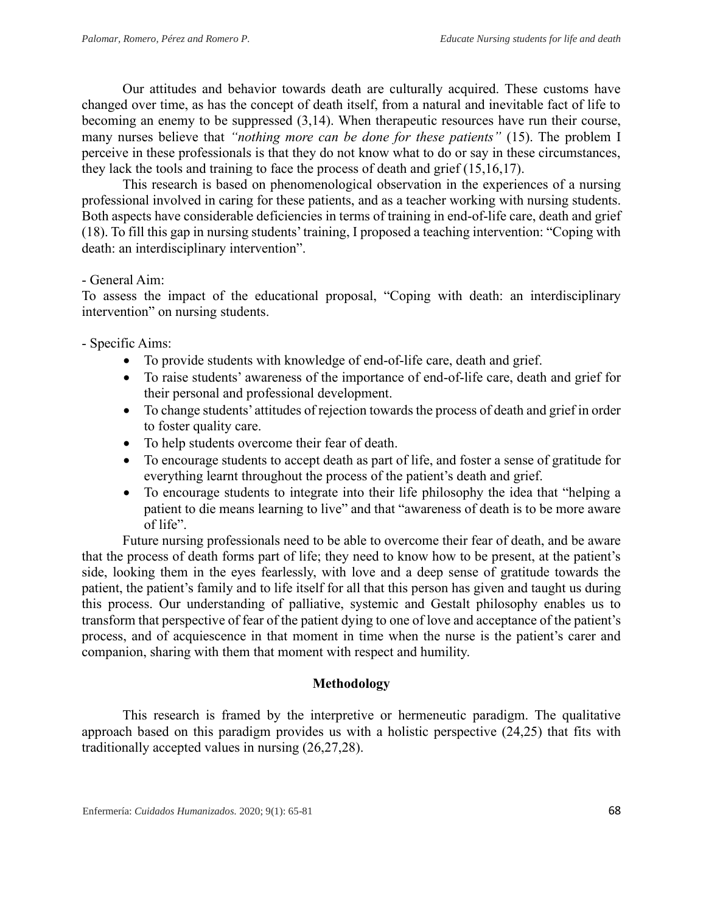Our attitudes and behavior towards death are culturally acquired. These customs have changed over time, as has the concept of death itself, from a natural and inevitable fact of life to becoming an enemy to be suppressed (3,14). When therapeutic resources have run their course, many nurses believe that *"nothing more can be done for these patients"* (15). The problem I perceive in these professionals is that they do not know what to do or say in these circumstances, they lack the tools and training to face the process of death and grief (15,16,17).

This research is based on phenomenological observation in the experiences of a nursing professional involved in caring for these patients, and as a teacher working with nursing students. Both aspects have considerable deficiencies in terms of training in end-of-life care, death and grief (18). To fill this gap in nursing students' training, I proposed a teaching intervention: "Coping with death: an interdisciplinary intervention".

- General Aim:

To assess the impact of the educational proposal, "Coping with death: an interdisciplinary intervention" on nursing students.

- Specific Aims:

- To provide students with knowledge of end-of-life care, death and grief.
- To raise students' awareness of the importance of end-of-life care, death and grief for their personal and professional development.
- To change students' attitudes of rejection towards the process of death and grief in order to foster quality care.
- To help students overcome their fear of death.
- To encourage students to accept death as part of life, and foster a sense of gratitude for everything learnt throughout the process of the patient's death and grief.
- To encourage students to integrate into their life philosophy the idea that "helping a patient to die means learning to live" and that "awareness of death is to be more aware of life".

Future nursing professionals need to be able to overcome their fear of death, and be aware that the process of death forms part of life; they need to know how to be present, at the patient's side, looking them in the eyes fearlessly, with love and a deep sense of gratitude towards the patient, the patient's family and to life itself for all that this person has given and taught us during this process. Our understanding of palliative, systemic and Gestalt philosophy enables us to transform that perspective of fear of the patient dying to one of love and acceptance of the patient's process, and of acquiescence in that moment in time when the nurse is the patient's carer and companion, sharing with them that moment with respect and humility.

## Methodology

This research is framed by the interpretive or hermeneutic paradigm. The qualitative approach based on this paradigm provides us with a holistic perspective (24,25) that fits with traditionally accepted values in nursing (26,27,28).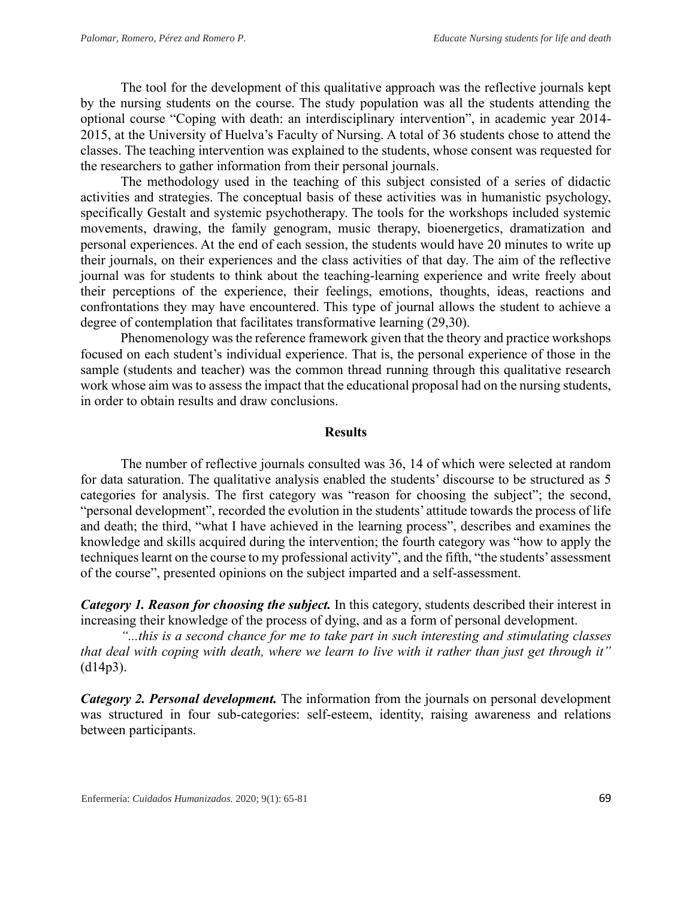The tool for the development of this qualitative approach was the reflective journals kept by the nursing students on the course. The study population was all the students attending the optional course "Coping with death: an interdisciplinary intervention", in academic year 2014-2015, at the University of Huelva's Faculty of Nursing. A total of 36 students chose to attend the classes. The teaching intervention was explained to the students, whose consent was requested for the researchers to gather information from their personal journals.

The methodology used in the teaching of this subject consisted of a series of didactic activities and strategies. The conceptual basis of these activities was in humanistic psychology, specifically Gestalt and systemic psychotherapy. The tools for the workshops included systemic movements, drawing, the family genogram, music therapy, bioenergetics, dramatization and personal experiences. At the end of each session, the students would have 20 minutes to write up their journals, on their experiences and the class activities of that day. The aim of the reflective journal was for students to think about the teaching-learning experience and write freely about their perceptions of the experience, their feelings, emotions, thoughts, ideas, reactions and confrontations they may have encountered. This type of journal allows the student to achieve a degree of contemplation that facilitates transformative learning (29,30).

Phenomenology was the reference framework given that the theory and practice workshops focused on each student's individual experience. That is, the personal experience of those in the sample (students and teacher) was the common thread running through this qualitative research work whose aim was to assess the impact that the educational proposal had on the nursing students, in order to obtain results and draw conclusions.

## Results

The number of reflective journals consulted was 36, 14 of which were selected at random for data saturation. The qualitative analysis enabled the students' discourse to be structured as 5 categories for analysis. The first category was "reason for choosing the subject"; the second, "personal development", recorded the evolution in the students' attitude towards the process of life and death; the third, "what I have achieved in the learning process", describes and examines the knowledge and skills acquired during the intervention; the fourth category was "how to apply the techniques learnt on the course to my professional activity", and the fifth, "the students' assessment of the course", presented opinions on the subject imparted and a self-assessment.

***Category 1. Reason for choosing the subject.*** In this category, students described their interest in increasing their knowledge of the process of dying, and as a form of personal development.

*"...this is a second chance for me to take part in such interesting and stimulating classes that deal with coping with death, where we learn to live with it rather than just get through it"* (d14p3).

***Category 2. Personal development.*** The information from the journals on personal development was structured in four sub-categories: self-esteem, identity, raising awareness and relations between participants.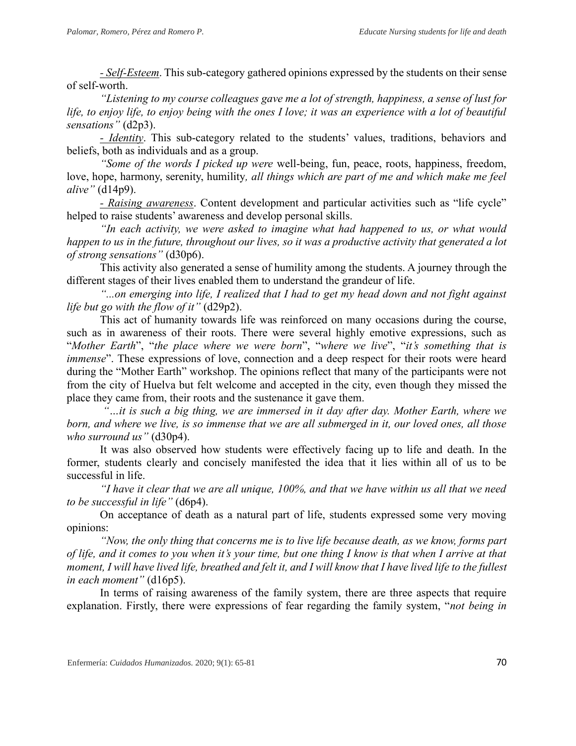*<u>- Self-Esteem</u>*. This sub-category gathered opinions expressed by the students on their sense of self-worth.

*"Listening to my course colleagues gave me a lot of strength, happiness, a sense of lust for life, to enjoy life, to enjoy being with the ones I love; it was an experience with a lot of beautiful sensations"* (d2p3).

*<u>- Identity</u>*. This sub-category related to the students' values, traditions, behaviors and beliefs, both as individuals and as a group.

*"Some of the words I picked up were* well-being, fun, peace, roots, happiness, freedom, love, hope, harmony, serenity, humility*, all things which are part of me and which make me feel alive"* (d14p9).

*<u>- Raising awareness</u>*. Content development and particular activities such as "life cycle" helped to raise students' awareness and develop personal skills.

*"In each activity, we were asked to imagine what had happened to us, or what would happen to us in the future, throughout our lives, so it was a productive activity that generated a lot of strong sensations"* (d30p6).

This activity also generated a sense of humility among the students. A journey through the different stages of their lives enabled them to understand the grandeur of life.

*"...on emerging into life, I realized that I had to get my head down and not fight against life but go with the flow of it"* (d29p2).

This act of humanity towards life was reinforced on many occasions during the course, such as in awareness of their roots. There were several highly emotive expressions, such as "*Mother Earth*", "*the place where we were born*", "*where we live*", "*it's something that is immense*". These expressions of love, connection and a deep respect for their roots were heard during the "Mother Earth" workshop. The opinions reflect that many of the participants were not from the city of Huelva but felt welcome and accepted in the city, even though they missed the place they came from, their roots and the sustenance it gave them.

*"…it is such a big thing, we are immersed in it day after day. Mother Earth, where we born, and where we live, is so immense that we are all submerged in it, our loved ones, all those who surround us"* (d30p4).

It was also observed how students were effectively facing up to life and death. In the former, students clearly and concisely manifested the idea that it lies within all of us to be successful in life.

*"I have it clear that we are all unique, 100%, and that we have within us all that we need to be successful in life"* (d6p4).

On acceptance of death as a natural part of life, students expressed some very moving opinions:

*"Now, the only thing that concerns me is to live life because death, as we know, forms part of life, and it comes to you when it's your time, but one thing I know is that when I arrive at that moment, I will have lived life, breathed and felt it, and I will know that I have lived life to the fullest in each moment"* (d16p5).

In terms of raising awareness of the family system, there are three aspects that require explanation. Firstly, there were expressions of fear regarding the family system, "*not being in*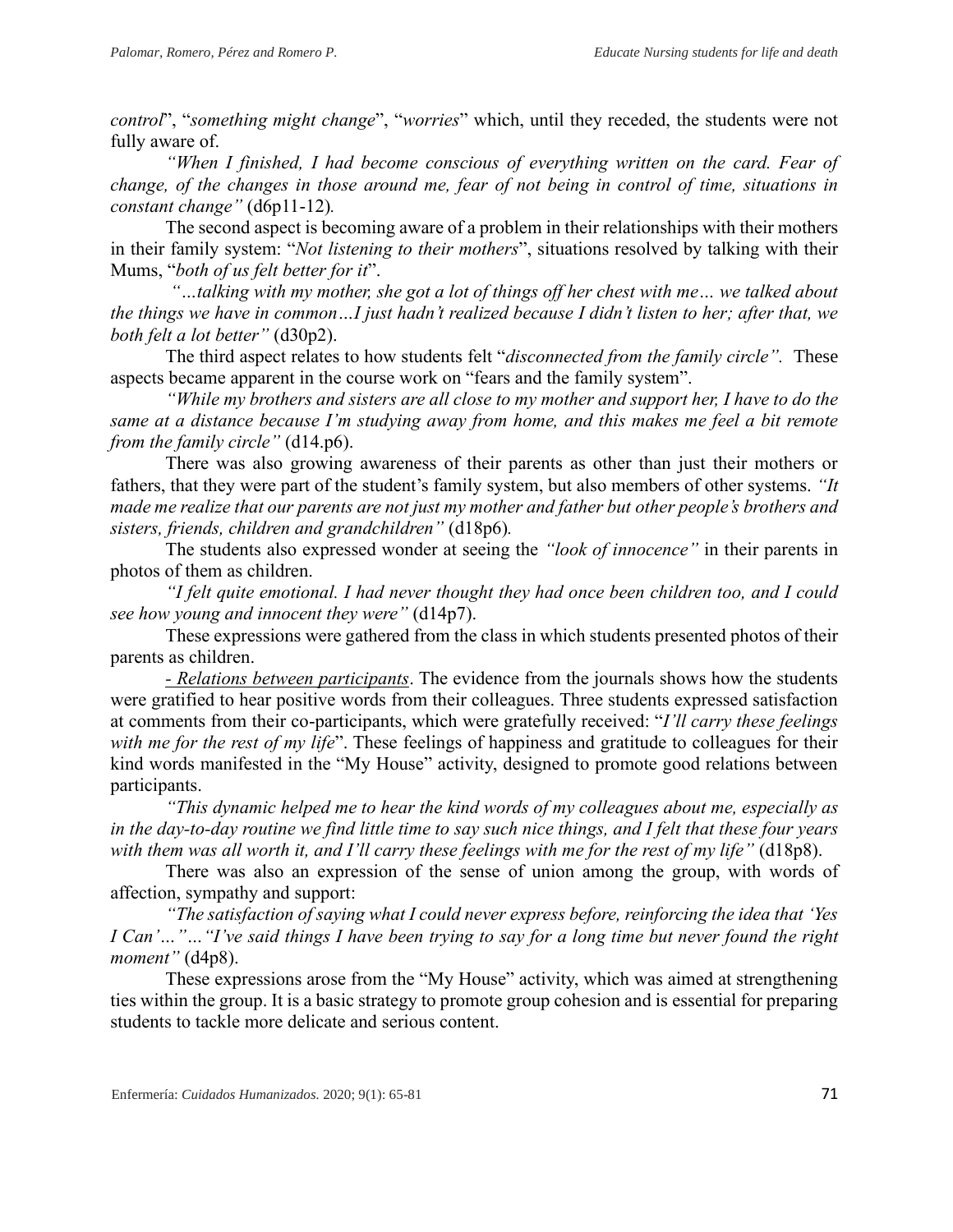*control*", "*something might change*", "*worries*" which, until they receded, the students were not fully aware of.

*"When I finished, I had become conscious of everything written on the card. Fear of change, of the changes in those around me, fear of not being in control of time, situations in constant change"* (d6p11-12).

The second aspect is becoming aware of a problem in their relationships with their mothers in their family system: "*Not listening to their mothers*", situations resolved by talking with their Mums, "*both of us felt better for it*".

*"…talking with my mother, she got a lot of things off her chest with me… we talked about the things we have in common…I just hadn't realized because I didn't listen to her; after that, we both felt a lot better"* (d30p2).

The third aspect relates to how students felt "*disconnected from the family circle".* These aspects became apparent in the course work on "fears and the family system".

*"While my brothers and sisters are all close to my mother and support her, I have to do the same at a distance because I'm studying away from home, and this makes me feel a bit remote from the family circle"* (d14.p6).

There was also growing awareness of their parents as other than just their mothers or fathers, that they were part of the student's family system, but also members of other systems. *"It made me realize that our parents are not just my mother and father but other people's brothers and sisters, friends, children and grandchildren"* (d18p6).

The students also expressed wonder at seeing the *"look of innocence"* in their parents in photos of them as children.

*"I felt quite emotional. I had never thought they had once been children too, and I could see how young and innocent they were"* (d14p7).

These expressions were gathered from the class in which students presented photos of their parents as children.

<u>- Relations between participants</u>. The evidence from the journals shows how the students were gratified to hear positive words from their colleagues. Three students expressed satisfaction at comments from their co-participants, which were gratefully received: "*I'll carry these feelings with me for the rest of my life*". These feelings of happiness and gratitude to colleagues for their kind words manifested in the "My House" activity, designed to promote good relations between participants.

*"This dynamic helped me to hear the kind words of my colleagues about me, especially as in the day-to-day routine we find little time to say such nice things, and I felt that these four years with them was all worth it, and I'll carry these feelings with me for the rest of my life"* (d18p8).

There was also an expression of the sense of union among the group, with words of affection, sympathy and support:

*"The satisfaction of saying what I could never express before, reinforcing the idea that 'Yes I Can'…"…"I've said things I have been trying to say for a long time but never found the right moment"* (d4p8).

These expressions arose from the "My House" activity, which was aimed at strengthening ties within the group. It is a basic strategy to promote group cohesion and is essential for preparing students to tackle more delicate and serious content.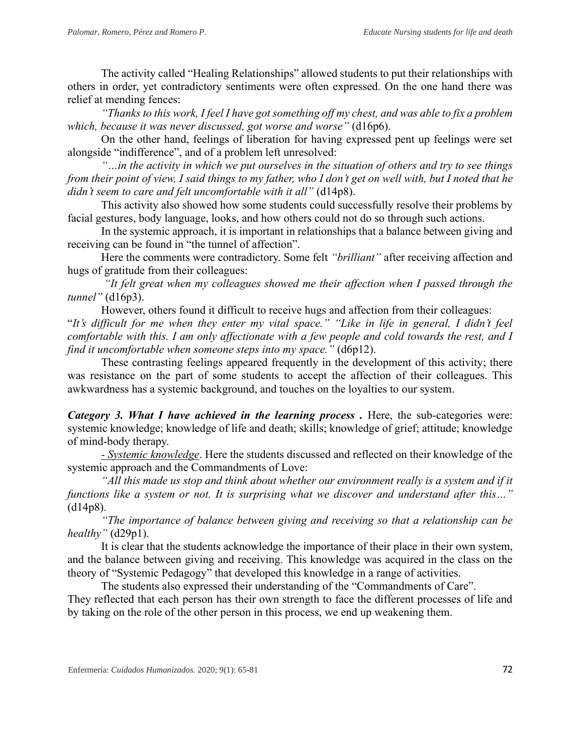The activity called "Healing Relationships" allowed students to put their relationships with others in order, yet contradictory sentiments were often expressed. On the one hand there was relief at mending fences:

*"Thanks to this work, I feel I have got something off my chest, and was able to fix a problem which, because it was never discussed, got worse and worse"* (d16p6).

On the other hand, feelings of liberation for having expressed pent up feelings were set alongside "indifference", and of a problem left unresolved:

*"…in the activity in which we put ourselves in the situation of others and try to see things from their point of view, I said things to my father, who I don't get on well with, but I noted that he didn't seem to care and felt uncomfortable with it all"* (d14p8).

This activity also showed how some students could successfully resolve their problems by facial gestures, body language, looks, and how others could not do so through such actions.

In the systemic approach, it is important in relationships that a balance between giving and receiving can be found in "the tunnel of affection".

Here the comments were contradictory. Some felt *"brilliant"* after receiving affection and hugs of gratitude from their colleagues:

*"It felt great when my colleagues showed me their affection when I passed through the tunnel"* (d16p3).

However, others found it difficult to receive hugs and affection from their colleagues:
"*It's difficult for me when they enter my vital space." "Like in life in general, I didn't feel comfortable with this. I am only affectionate with a few people and cold towards the rest, and I find it uncomfortable when someone steps into my space."* (d6p12).

These contrasting feelings appeared frequently in the development of this activity; there was resistance on the part of some students to accept the affection of their colleagues. This awkwardness has a systemic background, and touches on the loyalties to our system.

***Category 3. What I have achieved in the learning process .*** Here, the sub-categories were: systemic knowledge; knowledge of life and death; skills; knowledge of grief; attitude; knowledge of mind-body therapy.

*- Systemic knowledge*. Here the students discussed and reflected on their knowledge of the systemic approach and the Commandments of Love:

*"All this made us stop and think about whether our environment really is a system and if it functions like a system or not. It is surprising what we discover and understand after this…"* (d14p8).

*"The importance of balance between giving and receiving so that a relationship can be healthy"* (d29p1).

It is clear that the students acknowledge the importance of their place in their own system, and the balance between giving and receiving. This knowledge was acquired in the class on the theory of "Systemic Pedagogy" that developed this knowledge in a range of activities.

The students also expressed their understanding of the "Commandments of Care".
They reflected that each person has their own strength to face the different processes of life and by taking on the role of the other person in this process, we end up weakening them.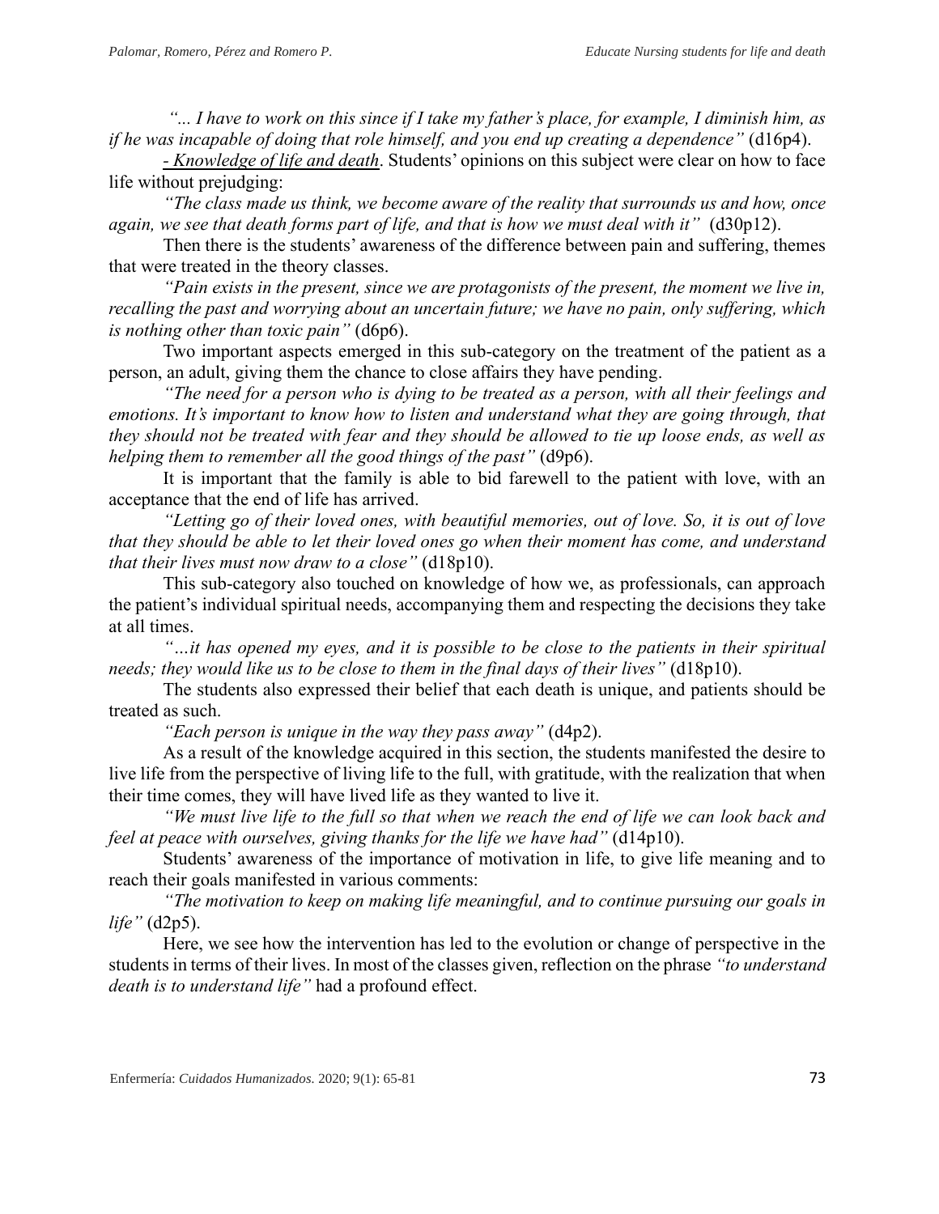*"... I have to work on this since if I take my father's place, for example, I diminish him, as if he was incapable of doing that role himself, and you end up creating a dependence"* (d16p4).

- *Knowledge of life and death*. Students' opinions on this subject were clear on how to face life without prejudging:

*"The class made us think, we become aware of the reality that surrounds us and how, once again, we see that death forms part of life, and that is how we must deal with it"* (d30p12).

Then there is the students' awareness of the difference between pain and suffering, themes that were treated in the theory classes.

*"Pain exists in the present, since we are protagonists of the present, the moment we live in, recalling the past and worrying about an uncertain future; we have no pain, only suffering, which is nothing other than toxic pain"* (d6p6).

Two important aspects emerged in this sub-category on the treatment of the patient as a person, an adult, giving them the chance to close affairs they have pending.

*"The need for a person who is dying to be treated as a person, with all their feelings and emotions. It's important to know how to listen and understand what they are going through, that they should not be treated with fear and they should be allowed to tie up loose ends, as well as helping them to remember all the good things of the past"* (d9p6).

It is important that the family is able to bid farewell to the patient with love, with an acceptance that the end of life has arrived.

*"Letting go of their loved ones, with beautiful memories, out of love. So, it is out of love that they should be able to let their loved ones go when their moment has come, and understand that their lives must now draw to a close"* (d18p10).

This sub-category also touched on knowledge of how we, as professionals, can approach the patient's individual spiritual needs, accompanying them and respecting the decisions they take at all times.

*"…it has opened my eyes, and it is possible to be close to the patients in their spiritual needs; they would like us to be close to them in the final days of their lives"* (d18p10).

The students also expressed their belief that each death is unique, and patients should be treated as such.

*"Each person is unique in the way they pass away"* (d4p2).

As a result of the knowledge acquired in this section, the students manifested the desire to live life from the perspective of living life to the full, with gratitude, with the realization that when their time comes, they will have lived life as they wanted to live it.

*"We must live life to the full so that when we reach the end of life we can look back and feel at peace with ourselves, giving thanks for the life we have had"* (d14p10).

Students' awareness of the importance of motivation in life, to give life meaning and to reach their goals manifested in various comments:

*"The motivation to keep on making life meaningful, and to continue pursuing our goals in life"* (d2p5).

Here, we see how the intervention has led to the evolution or change of perspective in the students in terms of their lives. In most of the classes given, reflection on the phrase *"to understand death is to understand life"* had a profound effect.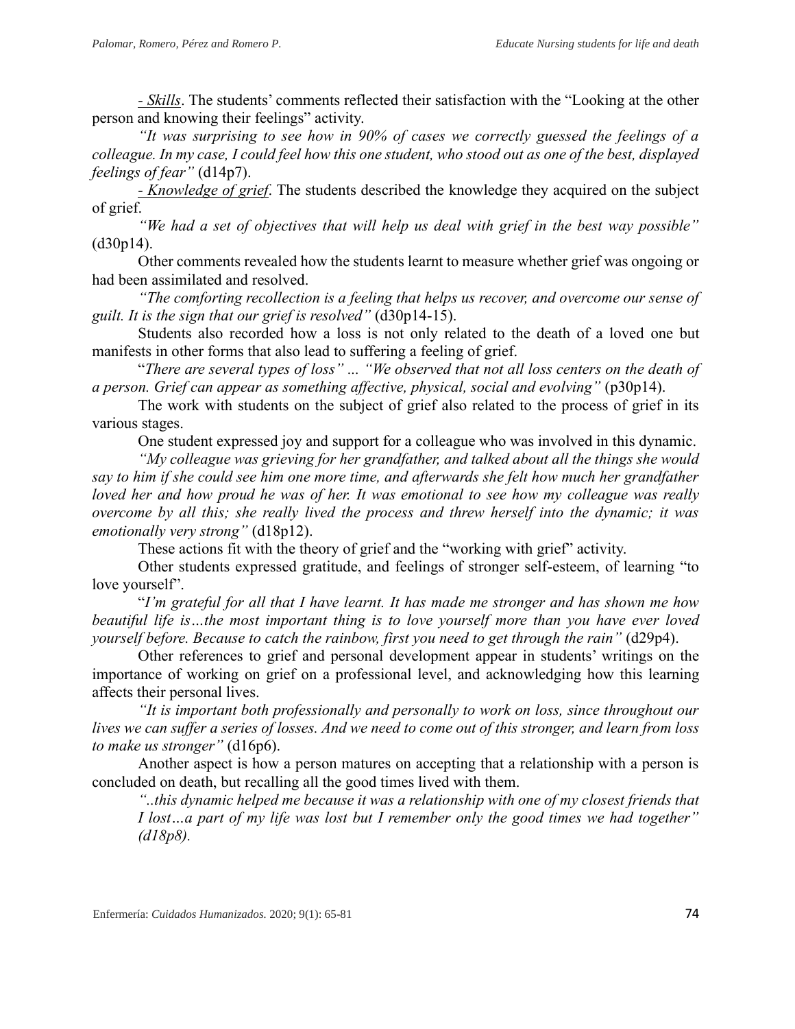*- Skills*. The students' comments reflected their satisfaction with the "Looking at the other person and knowing their feelings" activity.

*"It was surprising to see how in 90% of cases we correctly guessed the feelings of a colleague. In my case, I could feel how this one student, who stood out as one of the best, displayed feelings of fear"* (d14p7).

*- Knowledge of grief*. The students described the knowledge they acquired on the subject of grief.

*"We had a set of objectives that will help us deal with grief in the best way possible"* (d30p14).

Other comments revealed how the students learnt to measure whether grief was ongoing or had been assimilated and resolved.

*"The comforting recollection is a feeling that helps us recover, and overcome our sense of guilt. It is the sign that our grief is resolved"* (d30p14-15).

Students also recorded how a loss is not only related to the death of a loved one but manifests in other forms that also lead to suffering a feeling of grief.

"*There are several types of loss" ... "We observed that not all loss centers on the death of a person. Grief can appear as something affective, physical, social and evolving"* (p30p14).

The work with students on the subject of grief also related to the process of grief in its various stages.

One student expressed joy and support for a colleague who was involved in this dynamic.

*"My colleague was grieving for her grandfather, and talked about all the things she would say to him if she could see him one more time, and afterwards she felt how much her grandfather loved her and how proud he was of her. It was emotional to see how my colleague was really overcome by all this; she really lived the process and threw herself into the dynamic; it was emotionally very strong"* (d18p12).

These actions fit with the theory of grief and the "working with grief" activity.

Other students expressed gratitude, and feelings of stronger self-esteem, of learning "to love yourself".

"*I'm grateful for all that I have learnt. It has made me stronger and has shown me how beautiful life is…the most important thing is to love yourself more than you have ever loved yourself before. Because to catch the rainbow, first you need to get through the rain"* (d29p4).

Other references to grief and personal development appear in students' writings on the importance of working on grief on a professional level, and acknowledging how this learning affects their personal lives.

*"It is important both professionally and personally to work on loss, since throughout our lives we can suffer a series of losses. And we need to come out of this stronger, and learn from loss to make us stronger"* (d16p6).

Another aspect is how a person matures on accepting that a relationship with a person is concluded on death, but recalling all the good times lived with them.

> *"..this dynamic helped me because it was a relationship with one of my closest friends that I lost…a part of my life was lost but I remember only the good times we had together" (d18p8).*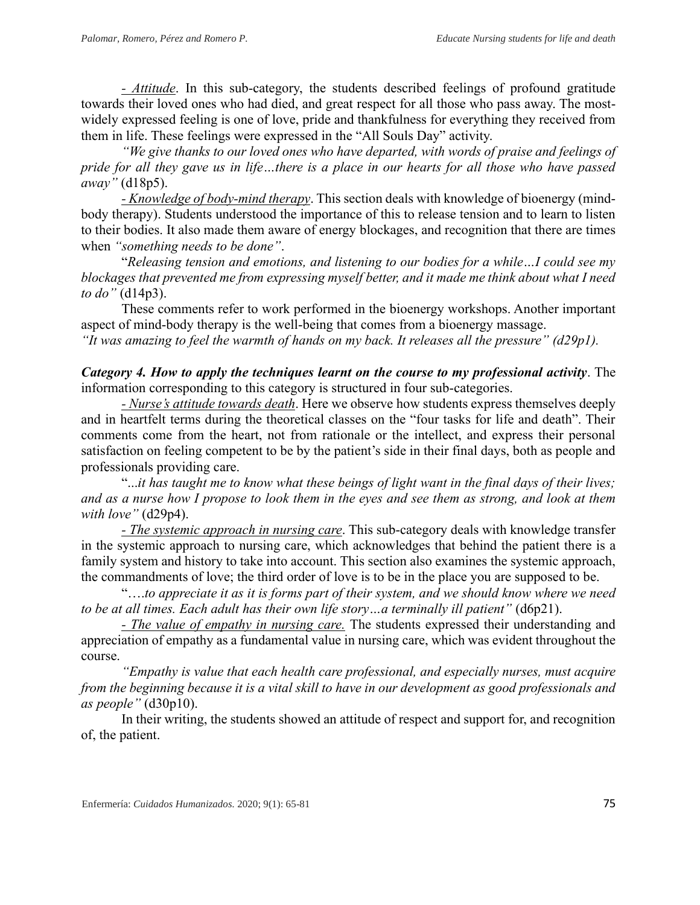*- Attitude*. In this sub-category, the students described feelings of profound gratitude towards their loved ones who had died, and great respect for all those who pass away. The most-widely expressed feeling is one of love, pride and thankfulness for everything they received from them in life. These feelings were expressed in the "All Souls Day" activity.

*"We give thanks to our loved ones who have departed, with words of praise and feelings of pride for all they gave us in life…there is a place in our hearts for all those who have passed away"* (d18p5).

*- Knowledge of body-mind therapy*. This section deals with knowledge of bioenergy (mind-body therapy). Students understood the importance of this to release tension and to learn to listen to their bodies. It also made them aware of energy blockages, and recognition that there are times when *"something needs to be done"*.

"*Releasing tension and emotions, and listening to our bodies for a while…I could see my blockages that prevented me from expressing myself better, and it made me think about what I need to do"* (d14p3).

These comments refer to work performed in the bioenergy workshops. Another important aspect of mind-body therapy is the well-being that comes from a bioenergy massage.

*"It was amazing to feel the warmth of hands on my back. It releases all the pressure" (d29p1).*

***Category 4. How to apply the techniques learnt on the course to my professional activity***. The information corresponding to this category is structured in four sub-categories.

*- Nurse's attitude towards death*. Here we observe how students express themselves deeply and in heartfelt terms during the theoretical classes on the "four tasks for life and death". Their comments come from the heart, not from rationale or the intellect, and express their personal satisfaction on feeling competent to be by the patient's side in their final days, both as people and professionals providing care.

"*...it has taught me to know what these beings of light want in the final days of their lives; and as a nurse how I propose to look them in the eyes and see them as strong, and look at them with love"* (d29p4).

*- The systemic approach in nursing care*. This sub-category deals with knowledge transfer in the systemic approach to nursing care, which acknowledges that behind the patient there is a family system and history to take into account. This section also examines the systemic approach, the commandments of love; the third order of love is to be in the place you are supposed to be.

"*….to appreciate it as it is forms part of their system, and we should know where we need to be at all times. Each adult has their own life story…a terminally ill patient"* (d6p21).

*- The value of empathy in nursing care.* The students expressed their understanding and appreciation of empathy as a fundamental value in nursing care, which was evident throughout the course.

*"Empathy is value that each health care professional, and especially nurses, must acquire from the beginning because it is a vital skill to have in our development as good professionals and as people"* (d30p10).

In their writing, the students showed an attitude of respect and support for, and recognition of, the patient.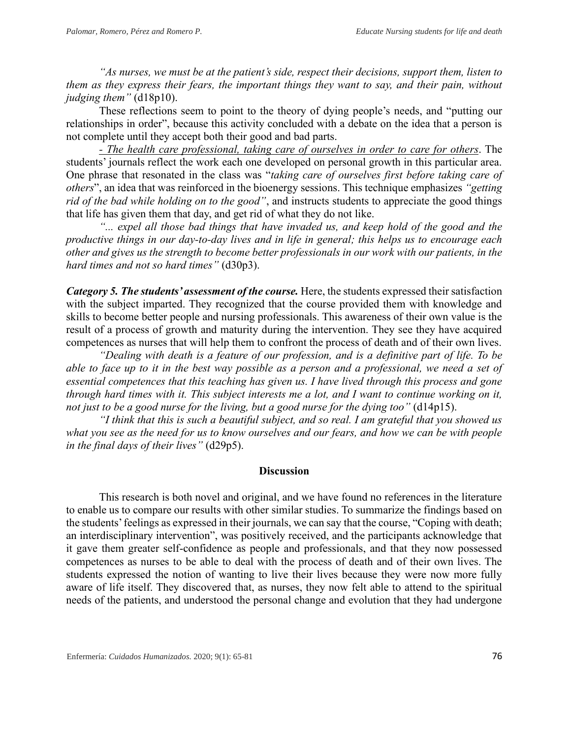*"As nurses, we must be at the patient's side, respect their decisions, support them, listen to them as they express their fears, the important things they want to say, and their pain, without judging them"* (d18p10).

These reflections seem to point to the theory of dying people's needs, and "putting our relationships in order", because this activity concluded with a debate on the idea that a person is not complete until they accept both their good and bad parts.

*- The health care professional, taking care of ourselves in order to care for others*. The students' journals reflect the work each one developed on personal growth in this particular area. One phrase that resonated in the class was "*taking care of ourselves first before taking care of others*", an idea that was reinforced in the bioenergy sessions. This technique emphasizes *"getting rid of the bad while holding on to the good"*, and instructs students to appreciate the good things that life has given them that day, and get rid of what they do not like.

*"... expel all those bad things that have invaded us, and keep hold of the good and the productive things in our day-to-day lives and in life in general; this helps us to encourage each other and gives us the strength to become better professionals in our work with our patients, in the hard times and not so hard times"* (d30p3).

***Category 5. The students' assessment of the course.*** Here, the students expressed their satisfaction with the subject imparted. They recognized that the course provided them with knowledge and skills to become better people and nursing professionals. This awareness of their own value is the result of a process of growth and maturity during the intervention. They see they have acquired competences as nurses that will help them to confront the process of death and of their own lives.

*"Dealing with death is a feature of our profession, and is a definitive part of life. To be able to face up to it in the best way possible as a person and a professional, we need a set of essential competences that this teaching has given us. I have lived through this process and gone through hard times with it. This subject interests me a lot, and I want to continue working on it, not just to be a good nurse for the living, but a good nurse for the dying too"* (d14p15).

*"I think that this is such a beautiful subject, and so real. I am grateful that you showed us what you see as the need for us to know ourselves and our fears, and how we can be with people in the final days of their lives"* (d29p5).

## Discussion

This research is both novel and original, and we have found no references in the literature to enable us to compare our results with other similar studies. To summarize the findings based on the students' feelings as expressed in their journals, we can say that the course, "Coping with death; an interdisciplinary intervention", was positively received, and the participants acknowledge that it gave them greater self-confidence as people and professionals, and that they now possessed competences as nurses to be able to deal with the process of death and of their own lives. The students expressed the notion of wanting to live their lives because they were now more fully aware of life itself. They discovered that, as nurses, they now felt able to attend to the spiritual needs of the patients, and understood the personal change and evolution that they had undergone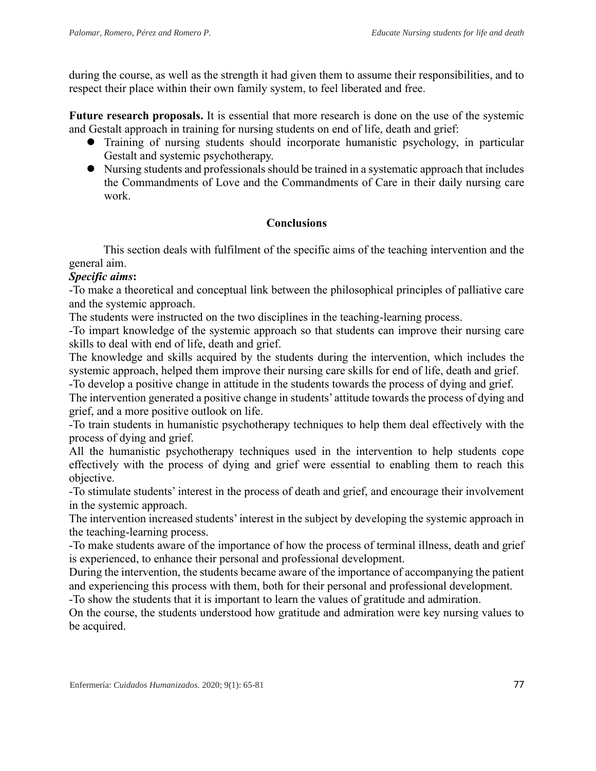during the course, as well as the strength it had given them to assume their responsibilities, and to respect their place within their own family system, to feel liberated and free.

**Future research proposals.** It is essential that more research is done on the use of the systemic and Gestalt approach in training for nursing students on end of life, death and grief:

- Training of nursing students should incorporate humanistic psychology, in particular Gestalt and systemic psychotherapy.
- Nursing students and professionals should be trained in a systematic approach that includes the Commandments of Love and the Commandments of Care in their daily nursing care work.

## Conclusions

This section deals with fulfilment of the specific aims of the teaching intervention and the general aim.

***Specific aims*:**

-To make a theoretical and conceptual link between the philosophical principles of palliative care and the systemic approach.

The students were instructed on the two disciplines in the teaching-learning process.

-To impart knowledge of the systemic approach so that students can improve their nursing care skills to deal with end of life, death and grief.

The knowledge and skills acquired by the students during the intervention, which includes the systemic approach, helped them improve their nursing care skills for end of life, death and grief.

-To develop a positive change in attitude in the students towards the process of dying and grief.

The intervention generated a positive change in students' attitude towards the process of dying and grief, and a more positive outlook on life.

-To train students in humanistic psychotherapy techniques to help them deal effectively with the process of dying and grief.

All the humanistic psychotherapy techniques used in the intervention to help students cope effectively with the process of dying and grief were essential to enabling them to reach this objective.

-To stimulate students' interest in the process of death and grief, and encourage their involvement in the systemic approach.

The intervention increased students' interest in the subject by developing the systemic approach in the teaching-learning process.

-To make students aware of the importance of how the process of terminal illness, death and grief is experienced, to enhance their personal and professional development.

During the intervention, the students became aware of the importance of accompanying the patient and experiencing this process with them, both for their personal and professional development.

-To show the students that it is important to learn the values of gratitude and admiration.

On the course, the students understood how gratitude and admiration were key nursing values to be acquired.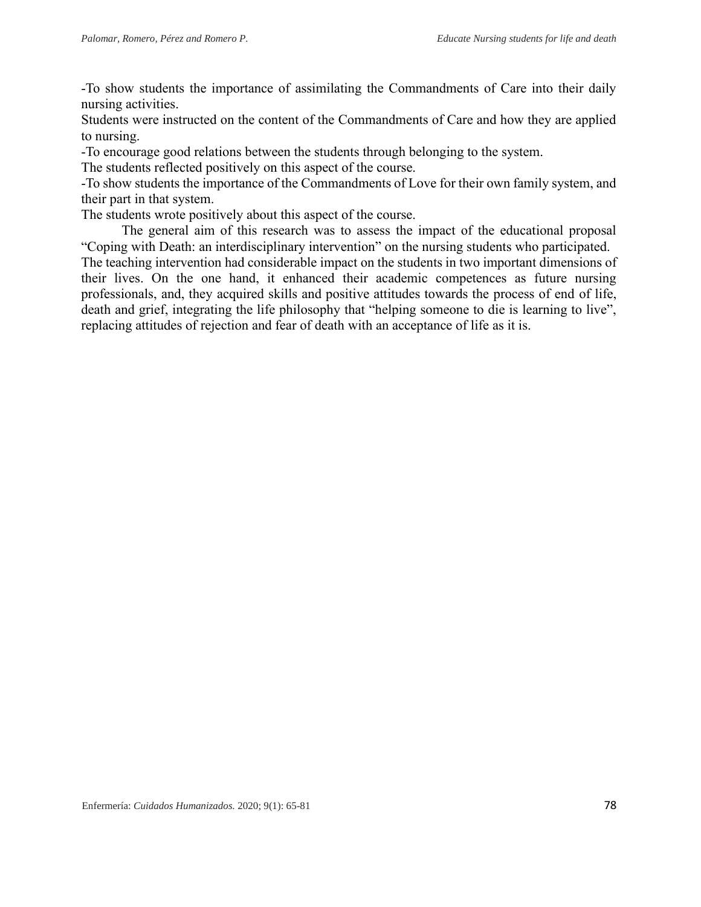-To show students the importance of assimilating the Commandments of Care into their daily nursing activities.

Students were instructed on the content of the Commandments of Care and how they are applied to nursing.

-To encourage good relations between the students through belonging to the system.

The students reflected positively on this aspect of the course.

-To show students the importance of the Commandments of Love for their own family system, and their part in that system.

The students wrote positively about this aspect of the course.

The general aim of this research was to assess the impact of the educational proposal "Coping with Death: an interdisciplinary intervention" on the nursing students who participated.

The teaching intervention had considerable impact on the students in two important dimensions of their lives. On the one hand, it enhanced their academic competences as future nursing professionals, and, they acquired skills and positive attitudes towards the process of end of life, death and grief, integrating the life philosophy that "helping someone to die is learning to live", replacing attitudes of rejection and fear of death with an acceptance of life as it is.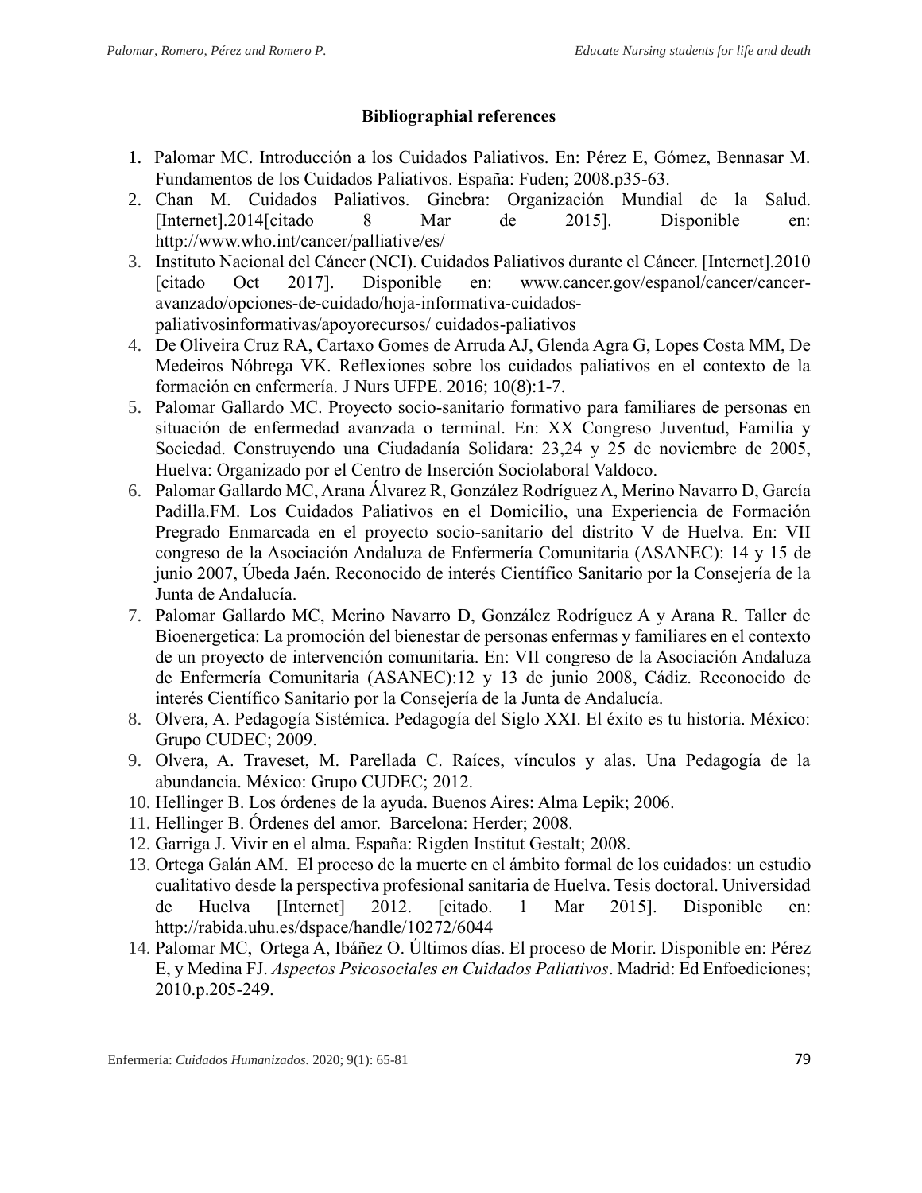**Bibliographial references**

1. Palomar MC. Introducción a los Cuidados Paliativos. En: Pérez E, Gómez, Bennasar M. Fundamentos de los Cuidados Paliativos. España: Fuden; 2008.p35-63.
2. Chan M. Cuidados Paliativos. Ginebra: Organización Mundial de la Salud. [Internet].2014[citado 8 Mar de 2015]. Disponible en: http://www.who.int/cancer/palliative/es/
3. Instituto Nacional del Cáncer (NCI). Cuidados Paliativos durante el Cáncer. [Internet].2010 [citado Oct 2017]. Disponible en: www.cancer.gov/espanol/cancer/cancer-avanzado/opciones-de-cuidado/hoja-informativa-cuidados-paliativosinformativas/apoyorecursos/ cuidados-paliativos
4. De Oliveira Cruz RA, Cartaxo Gomes de Arruda AJ, Glenda Agra G, Lopes Costa MM, De Medeiros Nóbrega VK. Reflexiones sobre los cuidados paliativos en el contexto de la formación en enfermería. J Nurs UFPE. 2016; 10(8):1-7.
5. Palomar Gallardo MC. Proyecto socio-sanitario formativo para familiares de personas en situación de enfermedad avanzada o terminal. En: XX Congreso Juventud, Familia y Sociedad. Construyendo una Ciudadanía Solidara: 23,24 y 25 de noviembre de 2005, Huelva: Organizado por el Centro de Inserción Sociolaboral Valdoco.
6. Palomar Gallardo MC, Arana Álvarez R, González Rodríguez A, Merino Navarro D, García Padilla.FM. Los Cuidados Paliativos en el Domicilio, una Experiencia de Formación Pregrado Enmarcada en el proyecto socio-sanitario del distrito V de Huelva. En: VII congreso de la Asociación Andaluza de Enfermería Comunitaria (ASANEC): 14 y 15 de junio 2007, Úbeda Jaén. Reconocido de interés Científico Sanitario por la Consejería de la Junta de Andalucía.
7. Palomar Gallardo MC, Merino Navarro D, González Rodríguez A y Arana R. Taller de Bioenergetica: La promoción del bienestar de personas enfermas y familiares en el contexto de un proyecto de intervención comunitaria. En: VII congreso de la Asociación Andaluza de Enfermería Comunitaria (ASANEC):12 y 13 de junio 2008, Cádiz. Reconocido de interés Científico Sanitario por la Consejería de la Junta de Andalucía.
8. Olvera, A. Pedagogía Sistémica. Pedagogía del Siglo XXI. El éxito es tu historia. México: Grupo CUDEC; 2009.
9. Olvera, A. Traveset, M. Parellada C. Raíces, vínculos y alas. Una Pedagogía de la abundancia. México: Grupo CUDEC; 2012.
10. Hellinger B. Los órdenes de la ayuda. Buenos Aires: Alma Lepik; 2006.
11. Hellinger B. Órdenes del amor. Barcelona: Herder; 2008.
12. Garriga J. Vivir en el alma. España: Rigden Institut Gestalt; 2008.
13. Ortega Galán AM. El proceso de la muerte en el ámbito formal de los cuidados: un estudio cualitativo desde la perspectiva profesional sanitaria de Huelva. Tesis doctoral. Universidad de Huelva [Internet] 2012. [citado. 1 Mar 2015]. Disponible en: http://rabida.uhu.es/dspace/handle/10272/6044
14. Palomar MC, Ortega A, Ibáñez O. Últimos días. El proceso de Morir. Disponible en: Pérez E, y Medina FJ. *Aspectos Psicosociales en Cuidados Paliativos*. Madrid: Ed Enfoediciones; 2010.p.205-249.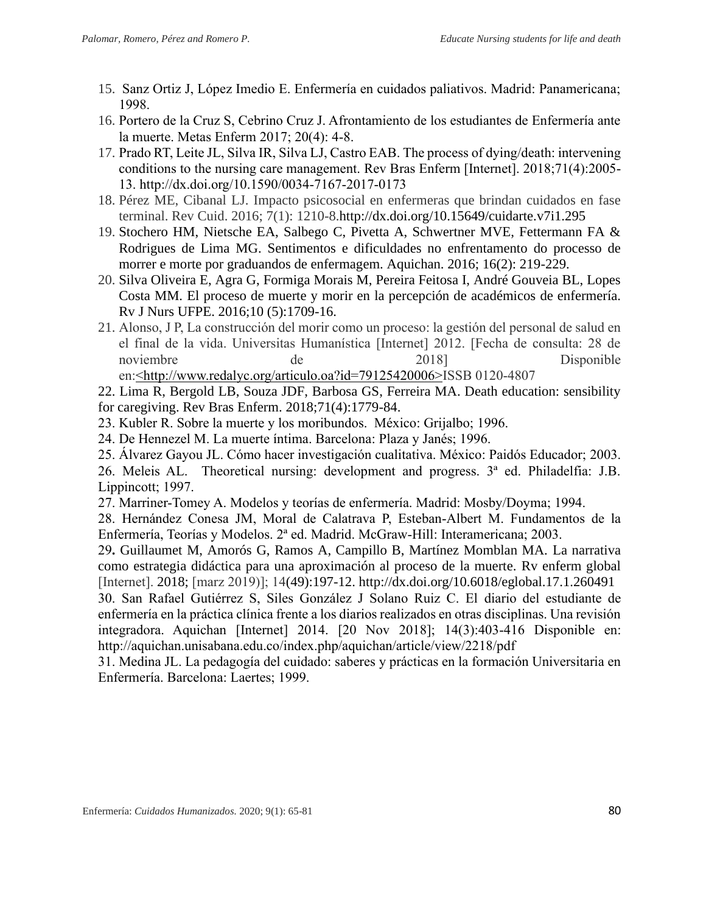15. Sanz Ortiz J, López Imedio E. Enfermería en cuidados paliativos. Madrid: Panamericana; 1998.
16. Portero de la Cruz S, Cebrino Cruz J. Afrontamiento de los estudiantes de Enfermería ante la muerte. Metas Enferm 2017; 20(4): 4-8.
17. Prado RT, Leite JL, Silva IR, Silva LJ, Castro EAB. The process of dying/death: intervening conditions to the nursing care management. Rev Bras Enferm [Internet]. 2018;71(4):2005-13. http://dx.doi.org/10.1590/0034-7167-2017-0173
18. Pérez ME, Cibanal LJ. Impacto psicosocial en enfermeras que brindan cuidados en fase terminal. Rev Cuid. 2016; 7(1): 1210-8.http://dx.doi.org/10.15649/cuidarte.v7i1.295
19. Stochero HM, Nietsche EA, Salbego C, Pivetta A, Schwertner MVE, Fettermann FA & Rodrigues de Lima MG. Sentimentos e dificuldades no enfrentamento do processo de morrer e morte por graduandos de enfermagem. Aquichan. 2016; 16(2): 219-229.
20. Silva Oliveira E, Agra G, Formiga Morais M, Pereira Feitosa I, André Gouveia BL, Lopes Costa MM. El proceso de muerte y morir en la percepción de académicos de enfermería. Rv J Nurs UFPE. 2016;10 (5):1709-16.
21. Alonso, J P, La construcción del morir como un proceso: la gestión del personal de salud en el final de la vida. Universitas Humanística [Internet] 2012. [Fecha de consulta: 28 de noviembre de 2018] Disponible en:<http://www.redalyc.org/articulo.oa?id=79125420006>ISSB 0120-4807
22. Lima R, Bergold LB, Souza JDF, Barbosa GS, Ferreira MA. Death education: sensibility for caregiving. Rev Bras Enferm. 2018;71(4):1779-84.
23. Kubler R. Sobre la muerte y los moribundos. México: Grijalbo; 1996.
24. De Hennezel M. La muerte íntima. Barcelona: Plaza y Janés; 1996.
25. Álvarez Gayou JL. Cómo hacer investigación cualitativa. México: Paidós Educador; 2003.
26. Meleis AL. Theoretical nursing: development and progress. 3ª ed. Philadelfia: J.B. Lippincott; 1997.
27. Marriner-Tomey A. Modelos y teorías de enfermería. Madrid: Mosby/Doyma; 1994.
28. Hernández Conesa JM, Moral de Calatrava P, Esteban-Albert M. Fundamentos de la Enfermería, Teorías y Modelos. 2ª ed. Madrid. McGraw-Hill: Interamericana; 2003.
29. Guillaumet M, Amorós G, Ramos A, Campillo B, Martínez Momblan MA. La narrativa como estrategia didáctica para una aproximación al proceso de la muerte. Rv enferm global [Internet]. 2018; [marz 2019)]; 14(49):197-12. http://dx.doi.org/10.6018/eglobal.17.1.260491
30. San Rafael Gutiérrez S, Siles González J Solano Ruiz C. El diario del estudiante de enfermería en la práctica clínica frente a los diarios realizados en otras disciplinas. Una revisión integradora. Aquichan [Internet] 2014. [20 Nov 2018]; 14(3):403-416 Disponible en: http://aquichan.unisabana.edu.co/index.php/aquichan/article/view/2218/pdf
31. Medina JL. La pedagogía del cuidado: saberes y prácticas en la formación Universitaria en Enfermería. Barcelona: Laertes; 1999.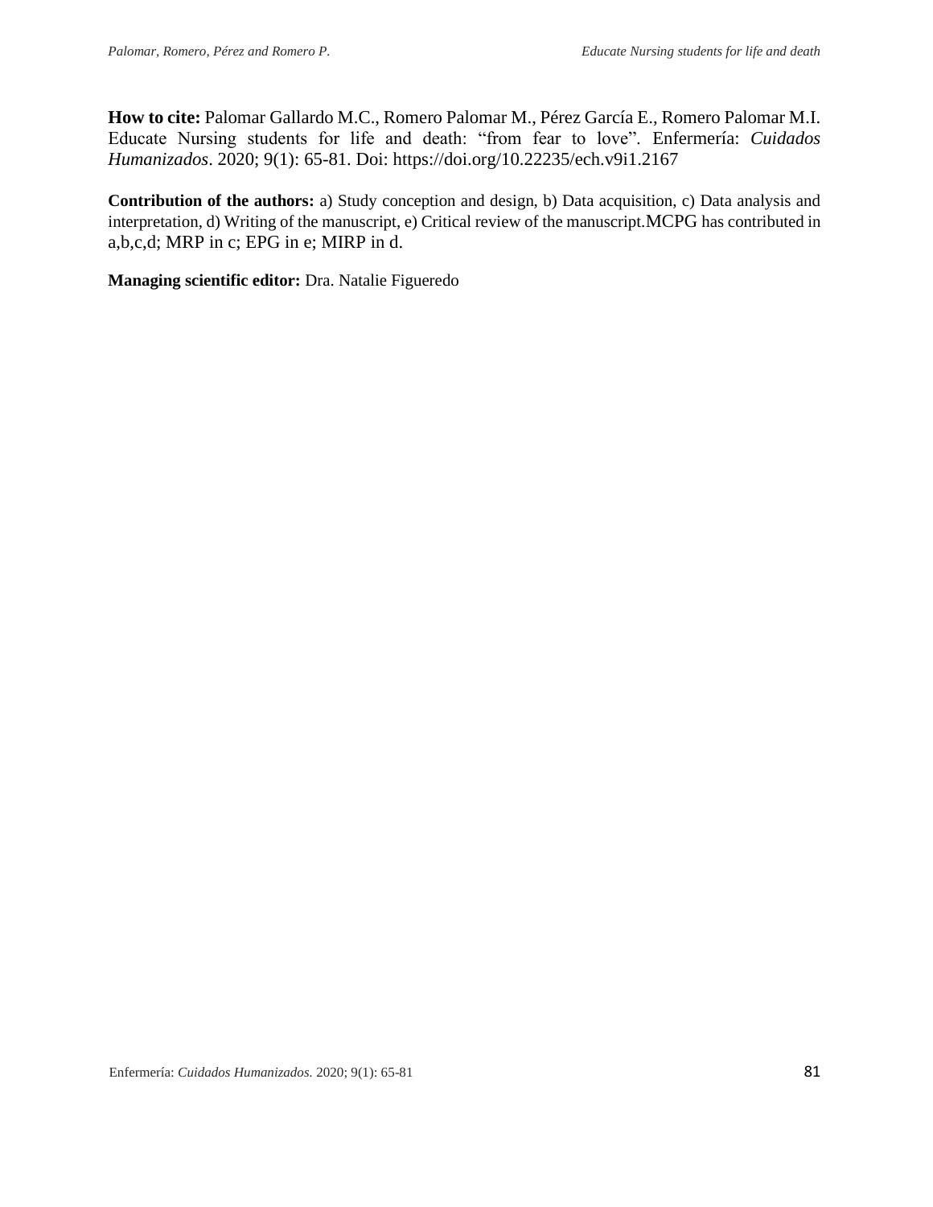**How to cite:** Palomar Gallardo M.C., Romero Palomar M., Pérez García E., Romero Palomar M.I. Educate Nursing students for life and death: "from fear to love". Enfermería: *Cuidados Humanizados*. 2020; 9(1): 65-81. Doi: https://doi.org/10.22235/ech.v9i1.2167

**Contribution of the authors:** a) Study conception and design, b) Data acquisition, c) Data analysis and interpretation, d) Writing of the manuscript, e) Critical review of the manuscript.MCPG has contributed in a,b,c,d; MRP in c; EPG in e; MIRP in d.

**Managing scientific editor:** Dra. Natalie Figueredo